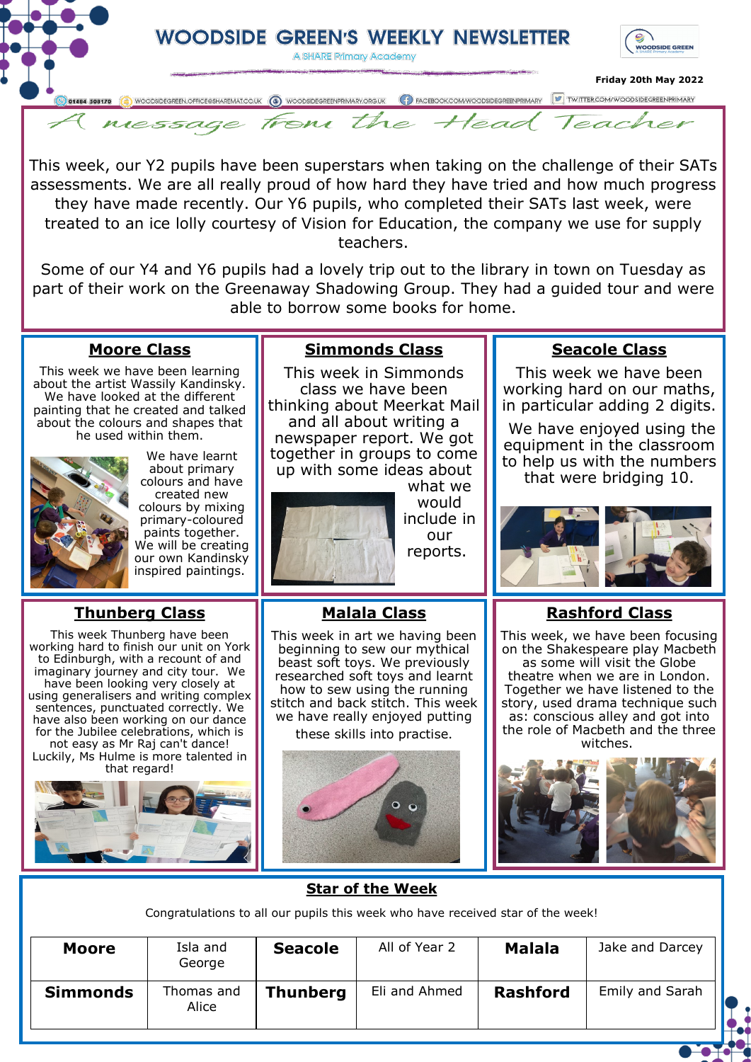# WOODSIDE GREEN'S WEEKLY NEWSLETTER

A SHARE Primary Academy

Friday 20th May 2022

01484 508170 | WOODSIDEGREEN.OFFICE@SHAREMAT.CO.UK | WOODSIDEGREENPRIMARY.ORG.UK | FACEBOOK.COM/WOODSIDEGREENPRIMARY | TWITTER.COM/WOODSIDEGREENPRIMARY

## A message from the Head Teacher

This week, our Y2 pupils have been superstars when taking on the challenge of their SATs assessments. We are all really proud of how hard they have tried and how much progress they have made recently. Our Y6 pupils, who completed their SATs last week, were treated to an ice lolly courtesy of Vision for Education, the company we use for supply teachers.

Some of our Y4 and Y6 pupils had a lovely trip out to the library in town on Tuesday as part of their work on the Greenaway Shadowing Group. They had a guided tour and were able to borrow some books for home.

### Moore Class

This week we have been learning about the artist Wassily Kandinsky. We have looked at the different painting that he created and talked about the colours and shapes that he used within them.

We have learnt about primary colours and have created new colours by mixing primary-coloured paints together. We will be creating our own Kandinsky inspired paintings.

### Simmonds Class

This week in Simmonds class we have been thinking about Meerkat Mail and all about writing a newspaper report. We got together in groups to come up with some ideas about what we would include in our reports.

### Seacole Class

This week we have been working hard on our maths, in particular adding 2 digits.

We have enjoyed using the equipment in the classroom to help us with the numbers that were bridging 10.

### Thunberg Class

This week Thunberg have been working hard to finish our unit on York to Edinburgh, with a recount of and imaginary journey and city tour. We have been looking very closely at using generalisers and writing complex sentences, punctuated correctly. We have also been working on our dance for the Jubilee celebrations, which is not easy as Mr Raj can't dance! Luckily, Ms Hulme is more talented in that regard!

### Malala Class

This week in art we having been beginning to sew our mythical beast soft toys. We previously researched soft toys and learnt how to sew using the running stitch and back stitch. This week we have really enjoyed putting these skills into practise.

### Rashford Class

This week, we have been focusing on the Shakespeare play Macbeth as some will visit the Globe theatre when we are in London. Together we have listened to the story, used drama technique such as: conscious alley and got into the role of Macbeth and the three witches.

## Star of the Week

Congratulations to all our pupils this week who have received star of the week!

| **Moore** | Isla and George | **Seacole** | All of Year 2 | **Malala** | Jake and Darcey |
|---|---|---|---|---|---|
| **Simmonds** | Thomas and Alice | **Thunberg** | Eli and Ahmed | **Rashford** | Emily and Sarah |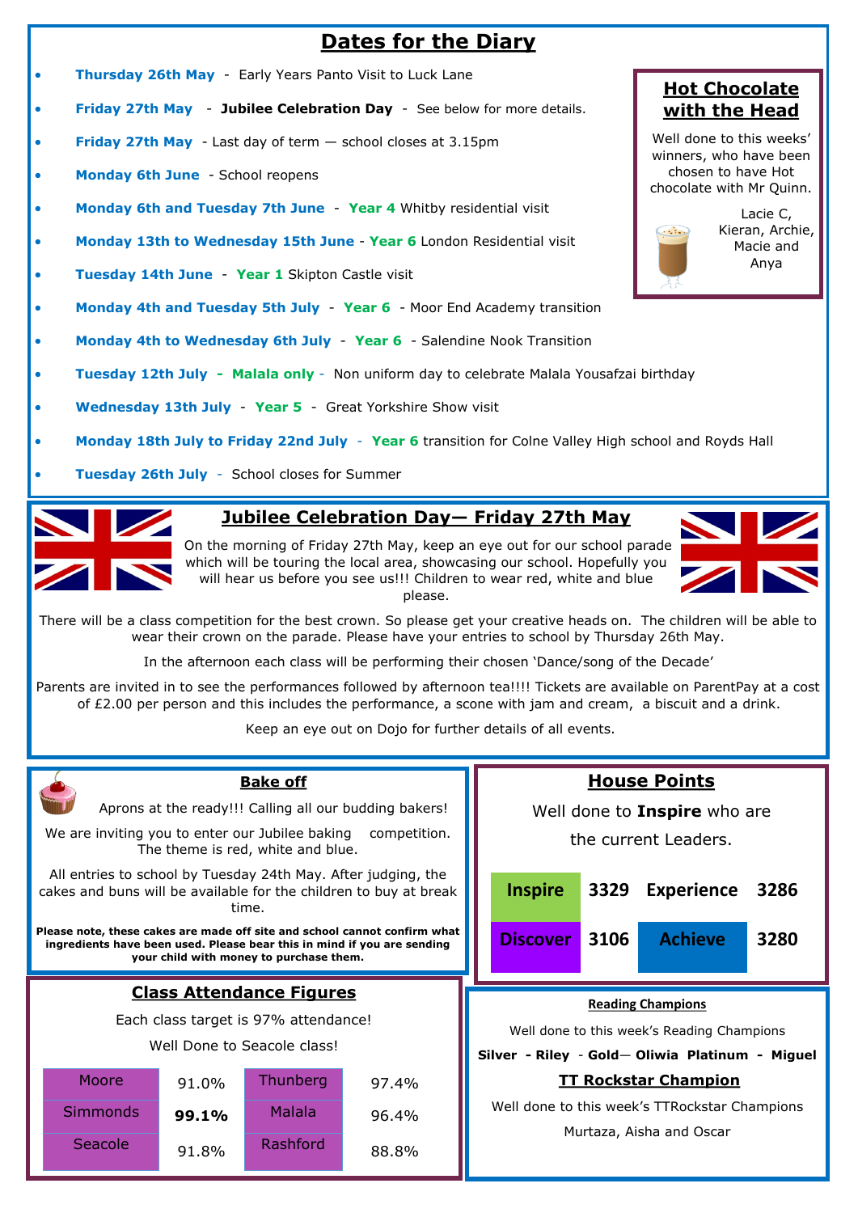## Dates for the Diary

- **Thursday 26th May** - Early Years Panto Visit to Luck Lane
- **Friday 27th May** - **Jubilee Celebration Day** - See below for more details.
- **Friday 27th May** - Last day of term — school closes at 3.15pm
- **Monday 6th June** - School reopens
- **Monday 6th and Tuesday 7th June** - **Year 4** Whitby residential visit
- **Monday 13th to Wednesday 15th June** - **Year 6** London Residential visit
- **Tuesday 14th June** - **Year 1** Skipton Castle visit
- **Monday 4th and Tuesday 5th July** - **Year 6** - Moor End Academy transition
- **Monday 4th to Wednesday 6th July** - **Year 6** - Salendine Nook Transition
- **Tuesday 12th July** - **Malala only** - Non uniform day to celebrate Malala Yousafzai birthday
- **Wednesday 13th July** - **Year 5** - Great Yorkshire Show visit
- **Monday 18th July to Friday 22nd July** - **Year 6** transition for Colne Valley High school and Royds Hall
- **Tuesday 26th July** - School closes for Summer

## Hot Chocolate with the Head

Well done to this weeks' winners, who have been chosen to have Hot chocolate with Mr Quinn.

Lacie C, Kieran, Archie, Macie and Anya

## Jubilee Celebration Day— Friday 27th May

On the morning of Friday 27th May, keep an eye out for our school parade which will be touring the local area, showcasing our school. Hopefully you will hear us before you see us!!! Children to wear red, white and blue please.

There will be a class competition for the best crown. So please get your creative heads on. The children will be able to wear their crown on the parade. Please have your entries to school by Thursday 26th May.

In the afternoon each class will be performing their chosen 'Dance/song of the Decade'

Parents are invited in to see the performances followed by afternoon tea!!!! Tickets are available on ParentPay at a cost of £2.00 per person and this includes the performance, a scone with jam and cream, a biscuit and a drink.

Keep an eye out on Dojo for further details of all events.

## Bake off

Aprons at the ready!!! Calling all our budding bakers!

We are inviting you to enter our Jubilee baking competition. The theme is red, white and blue.

All entries to school by Tuesday 24th May. After judging, the cakes and buns will be available for the children to buy at break time.

**Please note, these cakes are made off site and school cannot confirm what ingredients have been used. Please bear this in mind if you are sending your child with money to purchase them.**

## House Points

Well done to **Inspire** who are the current Leaders.

| | | | |
|---|---|---|---|
| Inspire | 3329 | Experience | 3286 |
| Discover | 3106 | Achieve | 3280 |

## Class Attendance Figures

Each class target is 97% attendance!

Well Done to Seacole class!

| | | | |
|---|---|---|---|
| Moore | 91.0% | Thunberg | 97.4% |
| Simmonds | **99.1%** | Malala | 96.4% |
| Seacole | 91.8% | Rashford | 88.8% |

## Reading Champions

Well done to this week's Reading Champions

**Silver - Riley - Gold— Oliwia Platinum - Miguel**

## TT Rockstar Champion

Well done to this week's TTRockstar Champions

Murtaza, Aisha and Oscar